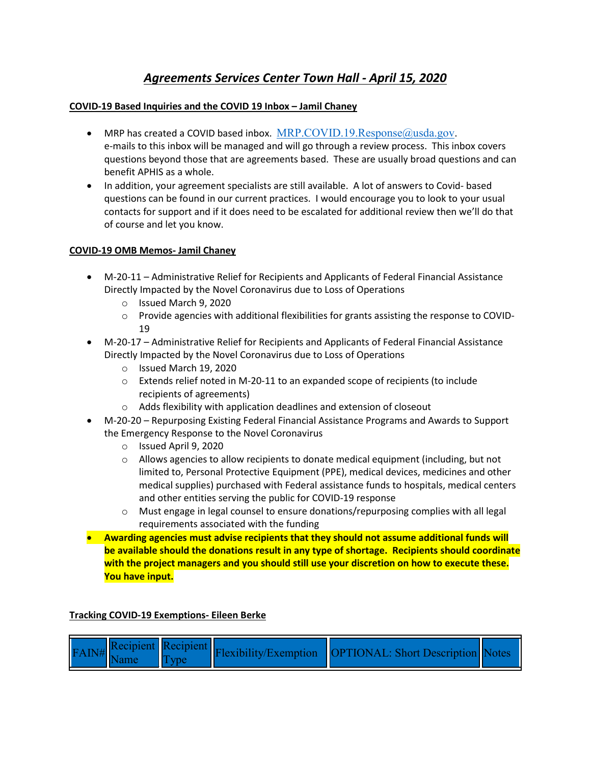# *Agreements Services Center Town Hall - April 15, 2020*

**COVID-19 Based Inquiries and the COVID 19 Inbox – Jamil Chaney**

- MRP has created a COVID based inbox. MRP.COVID.19.Response@usda.gov. e-mails to this inbox will be managed and will go through a review process. This inbox covers questions beyond those that are agreements based. These are usually broad questions and can benefit APHIS as a whole.
- In addition, your agreement specialists are still available. A lot of answers to Covid- based questions can be found in our current practices. I would encourage you to look to your usual contacts for support and if it does need to be escalated for additional review then we'll do that of course and let you know.

**COVID-19 OMB Memos- Jamil Chaney**

- M-20-11 – Administrative Relief for Recipients and Applicants of Federal Financial Assistance Directly Impacted by the Novel Coronavirus due to Loss of Operations
  - Issued March 9, 2020
  - Provide agencies with additional flexibilities for grants assisting the response to COVID-19
- M-20-17 – Administrative Relief for Recipients and Applicants of Federal Financial Assistance Directly Impacted by the Novel Coronavirus due to Loss of Operations
  - Issued March 19, 2020
  - Extends relief noted in M-20-11 to an expanded scope of recipients (to include recipients of agreements)
  - Adds flexibility with application deadlines and extension of closeout
- M-20-20 – Repurposing Existing Federal Financial Assistance Programs and Awards to Support the Emergency Response to the Novel Coronavirus
  - Issued April 9, 2020
  - Allows agencies to allow recipients to donate medical equipment (including, but not limited to, Personal Protective Equipment (PPE), medical devices, medicines and other medical supplies) purchased with Federal assistance funds to hospitals, medical centers and other entities serving the public for COVID-19 response
  - Must engage in legal counsel to ensure donations/repurposing complies with all legal requirements associated with the funding
- **Awarding agencies must advise recipients that they should not assume additional funds will be available should the donations result in any type of shortage. Recipients should coordinate with the project managers and you should still use your discretion on how to execute these. You have input.**

**Tracking COVID-19 Exemptions- Eileen Berke**

| FAIN# | Recipient Name | Recipient Type | Flexibility/Exemption | OPTIONAL: Short Description | Notes |
|---|---|---|---|---|---|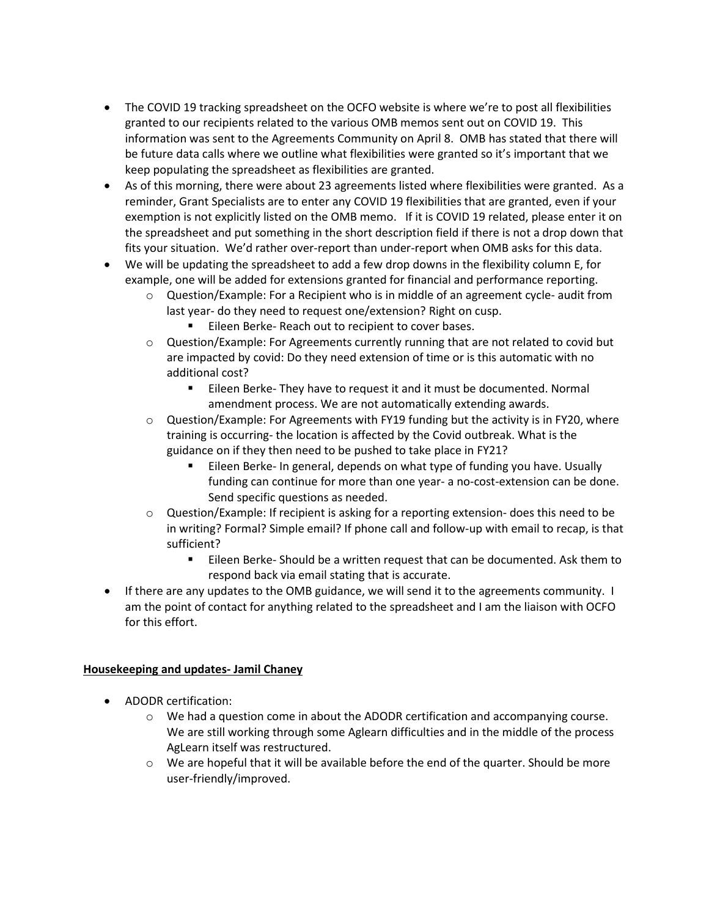- The COVID 19 tracking spreadsheet on the OCFO website is where we're to post all flexibilities granted to our recipients related to the various OMB memos sent out on COVID 19. This information was sent to the Agreements Community on April 8. OMB has stated that there will be future data calls where we outline what flexibilities were granted so it's important that we keep populating the spreadsheet as flexibilities are granted.
- As of this morning, there were about 23 agreements listed where flexibilities were granted. As a reminder, Grant Specialists are to enter any COVID 19 flexibilities that are granted, even if your exemption is not explicitly listed on the OMB memo. If it is COVID 19 related, please enter it on the spreadsheet and put something in the short description field if there is not a drop down that fits your situation. We'd rather over-report than under-report when OMB asks for this data.
- We will be updating the spreadsheet to add a few drop downs in the flexibility column E, for example, one will be added for extensions granted for financial and performance reporting.
  - Question/Example: For a Recipient who is in middle of an agreement cycle- audit from last year- do they need to request one/extension? Right on cusp.
    - Eileen Berke- Reach out to recipient to cover bases.
  - Question/Example: For Agreements currently running that are not related to covid but are impacted by covid: Do they need extension of time or is this automatic with no additional cost?
    - Eileen Berke- They have to request it and it must be documented. Normal amendment process. We are not automatically extending awards.
  - Question/Example: For Agreements with FY19 funding but the activity is in FY20, where training is occurring- the location is affected by the Covid outbreak. What is the guidance on if they then need to be pushed to take place in FY21?
    - Eileen Berke- In general, depends on what type of funding you have. Usually funding can continue for more than one year- a no-cost-extension can be done. Send specific questions as needed.
  - Question/Example: If recipient is asking for a reporting extension- does this need to be in writing? Formal? Simple email? If phone call and follow-up with email to recap, is that sufficient?
    - Eileen Berke- Should be a written request that can be documented. Ask them to respond back via email stating that is accurate.
- If there are any updates to the OMB guidance, we will send it to the agreements community. I am the point of contact for anything related to the spreadsheet and I am the liaison with OCFO for this effort.

**Housekeeping and updates- Jamil Chaney**

- ADODR certification:
  - We had a question come in about the ADODR certification and accompanying course. We are still working through some Aglearn difficulties and in the middle of the process AgLearn itself was restructured.
  - We are hopeful that it will be available before the end of the quarter. Should be more user-friendly/improved.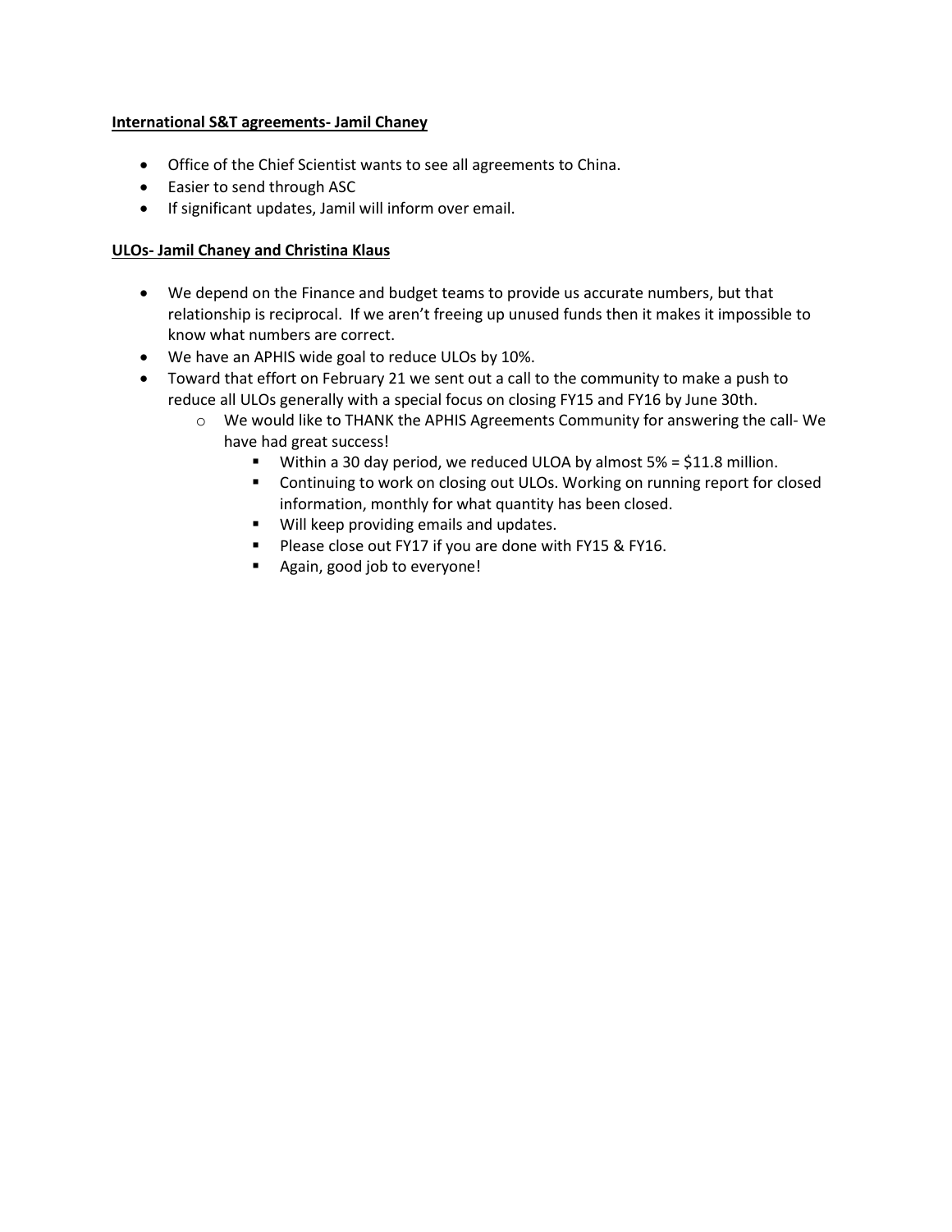**International S&T agreements- Jamil Chaney**

- Office of the Chief Scientist wants to see all agreements to China.
- Easier to send through ASC
- If significant updates, Jamil will inform over email.

**ULOs- Jamil Chaney and Christina Klaus**

- We depend on the Finance and budget teams to provide us accurate numbers, but that relationship is reciprocal. If we aren't freeing up unused funds then it makes it impossible to know what numbers are correct.
- We have an APHIS wide goal to reduce ULOs by 10%.
- Toward that effort on February 21 we sent out a call to the community to make a push to reduce all ULOs generally with a special focus on closing FY15 and FY16 by June 30th.
  - We would like to THANK the APHIS Agreements Community for answering the call- We have had great success!
    - Within a 30 day period, we reduced ULOA by almost 5% = $11.8 million.
    - Continuing to work on closing out ULOs. Working on running report for closed information, monthly for what quantity has been closed.
    - Will keep providing emails and updates.
    - Please close out FY17 if you are done with FY15 & FY16.
    - Again, good job to everyone!